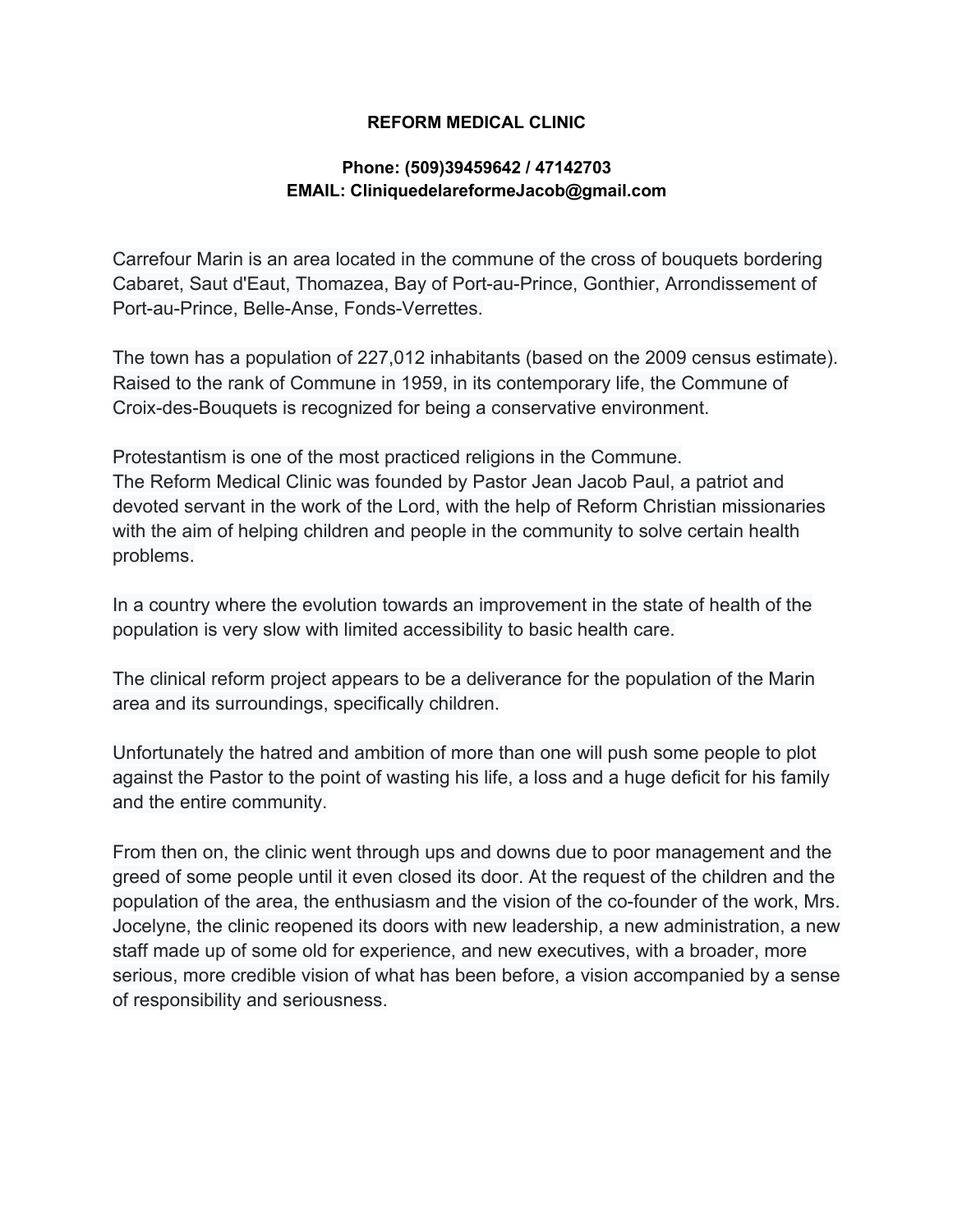**REFORM MEDICAL CLINIC**

**Phone: (509)39459642 / 47142703**
**EMAIL: CliniquedelareformeJacob@gmail.com**

Carrefour Marin is an area located in the commune of the cross of bouquets bordering Cabaret, Saut d'Eaut, Thomazea, Bay of Port-au-Prince, Gonthier, Arrondissement of Port-au-Prince, Belle-Anse, Fonds-Verrettes.

The town has a population of 227,012 inhabitants (based on the 2009 census estimate). Raised to the rank of Commune in 1959, in its contemporary life, the Commune of Croix-des-Bouquets is recognized for being a conservative environment.

Protestantism is one of the most practiced religions in the Commune.
The Reform Medical Clinic was founded by Pastor Jean Jacob Paul, a patriot and devoted servant in the work of the Lord, with the help of Reform Christian missionaries with the aim of helping children and people in the community to solve certain health problems.

In a country where the evolution towards an improvement in the state of health of the population is very slow with limited accessibility to basic health care.

The clinical reform project appears to be a deliverance for the population of the Marin area and its surroundings, specifically children.

Unfortunately the hatred and ambition of more than one will push some people to plot against the Pastor to the point of wasting his life, a loss and a huge deficit for his family and the entire community.

From then on, the clinic went through ups and downs due to poor management and the greed of some people until it even closed its door. At the request of the children and the population of the area, the enthusiasm and the vision of the co-founder of the work, Mrs. Jocelyne, the clinic reopened its doors with new leadership, a new administration, a new staff made up of some old for experience, and new executives, with a broader, more serious, more credible vision of what has been before, a vision accompanied by a sense of responsibility and seriousness.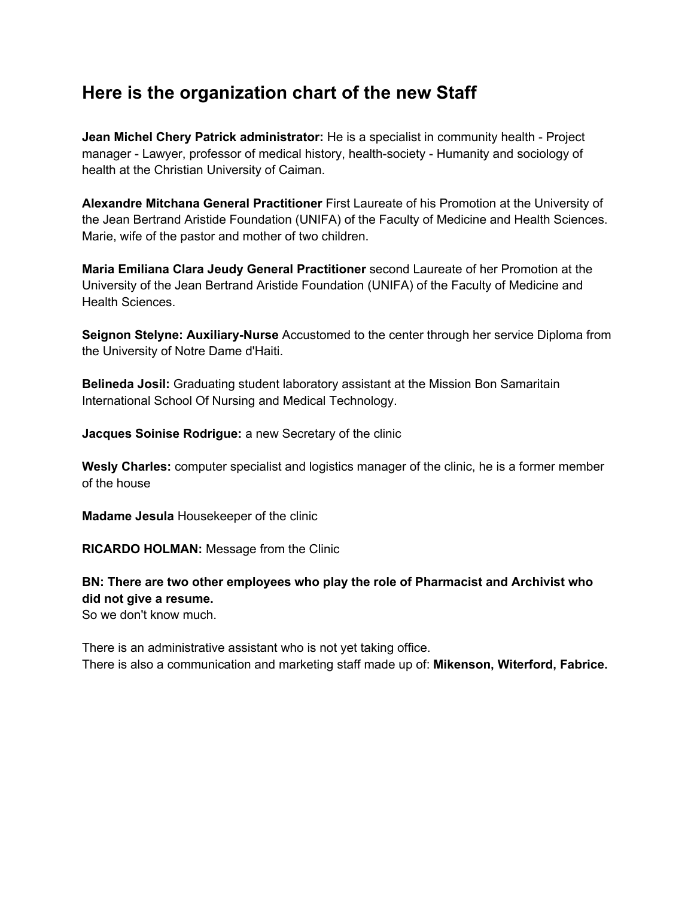## Here is the organization chart of the new Staff

**Jean Michel Chery Patrick administrator:** He is a specialist in community health - Project manager - Lawyer, professor of medical history, health-society - Humanity and sociology of health at the Christian University of Caiman.

**Alexandre Mitchana General Practitioner** First Laureate of his Promotion at the University of the Jean Bertrand Aristide Foundation (UNIFA) of the Faculty of Medicine and Health Sciences. Marie, wife of the pastor and mother of two children.

**Maria Emiliana Clara Jeudy General Practitioner** second Laureate of her Promotion at the University of the Jean Bertrand Aristide Foundation (UNIFA) of the Faculty of Medicine and Health Sciences.

**Seignon Stelyne: Auxiliary-Nurse** Accustomed to the center through her service Diploma from the University of Notre Dame d'Haiti.

**Belineda Josil:** Graduating student laboratory assistant at the Mission Bon Samaritain International School Of Nursing and Medical Technology.

**Jacques Soinise Rodrigue:** a new Secretary of the clinic

**Wesly Charles:** computer specialist and logistics manager of the clinic, he is a former member of the house

**Madame Jesula** Housekeeper of the clinic

**RICARDO HOLMAN:** Message from the Clinic

**BN: There are two other employees who play the role of Pharmacist and Archivist who did not give a resume.**
So we don't know much.

There is an administrative assistant who is not yet taking office.
There is also a communication and marketing staff made up of: **Mikenson, Witerford, Fabrice.**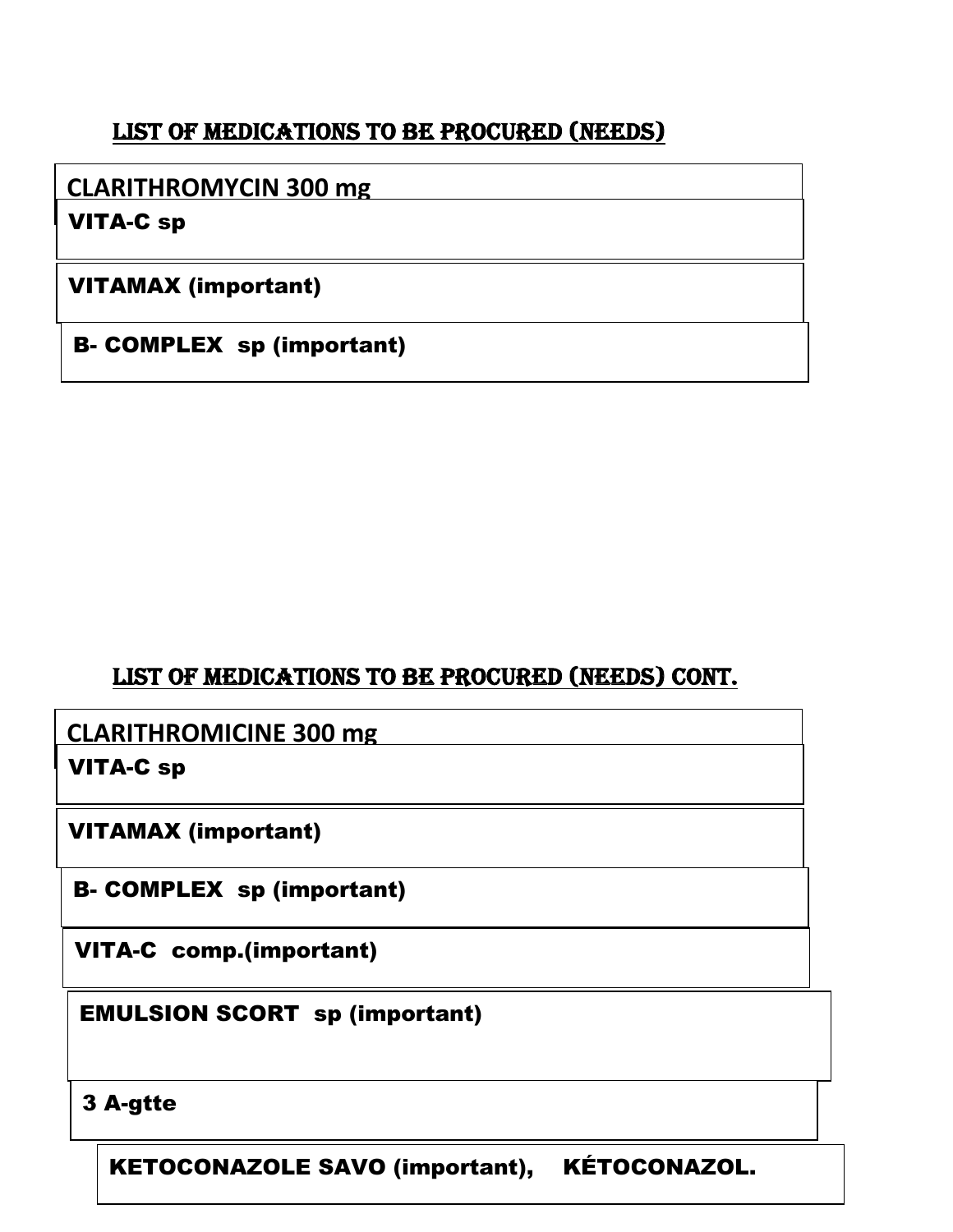## LIST OF MEDICATIONS TO BE PROCURED (NEEDS)

- CLARITHROMYCIN 300 mg
- VITA-C sp
- VITAMAX (important)
- B- COMPLEX sp (important)

## LIST OF MEDICATIONS TO BE PROCURED (NEEDS) CONT.

- CLARITHROMICINE 300 mg
- VITA-C sp
- VITAMAX (important)
- B- COMPLEX sp (important)
- VITA-C comp.(important)
- EMULSION SCORT sp (important)
- 3 A-gtte
- KETOCONAZOLE SAVO (important), KÉTOCONAZOL.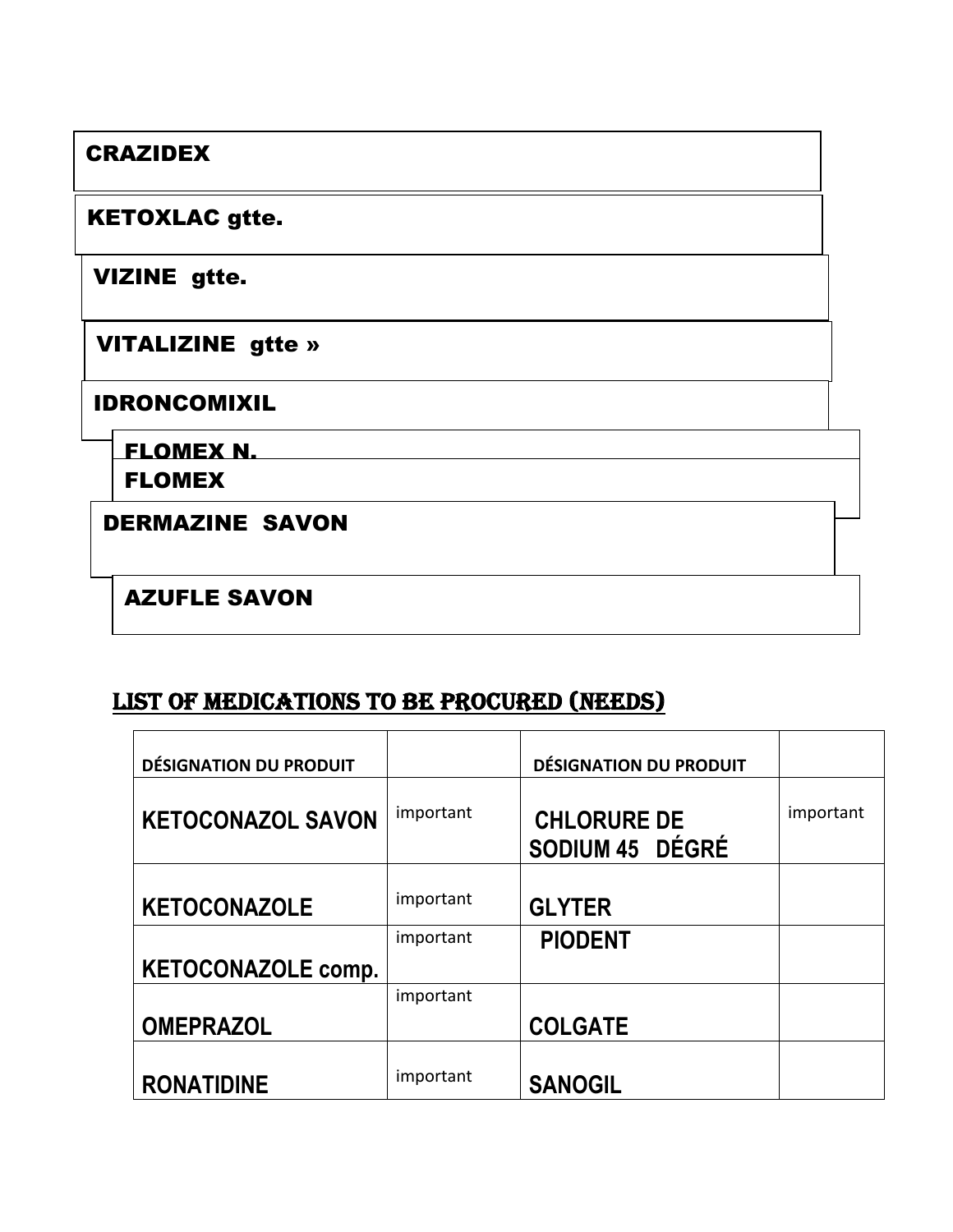| CRAZIDEX |
| --- |
| KETOXLAC gtte. |
| VIZINE gtte. |
| VITALIZINE gtte » |
| IDRONCOMIXIL |
| FLOMEX N. |
| FLOMEX |
| DERMAZINE SAVON |
| AZUFLE SAVON |

## LIST OF MEDICATIONS TO BE PROCURED (NEEDS)

| DÉSIGNATION DU PRODUIT | | DÉSIGNATION DU PRODUIT | |
| --- | --- | --- | --- |
| KETOCONAZOL SAVON | important | CHLORURE DE SODIUM 45 DÉGRÉ | important |
| KETOCONAZOLE | important | GLYTER | |
| KETOCONAZOLE comp. | important | PIODENT | |
| OMEPRAZOL | important | COLGATE | |
| RONATIDINE | important | SANOGIL | |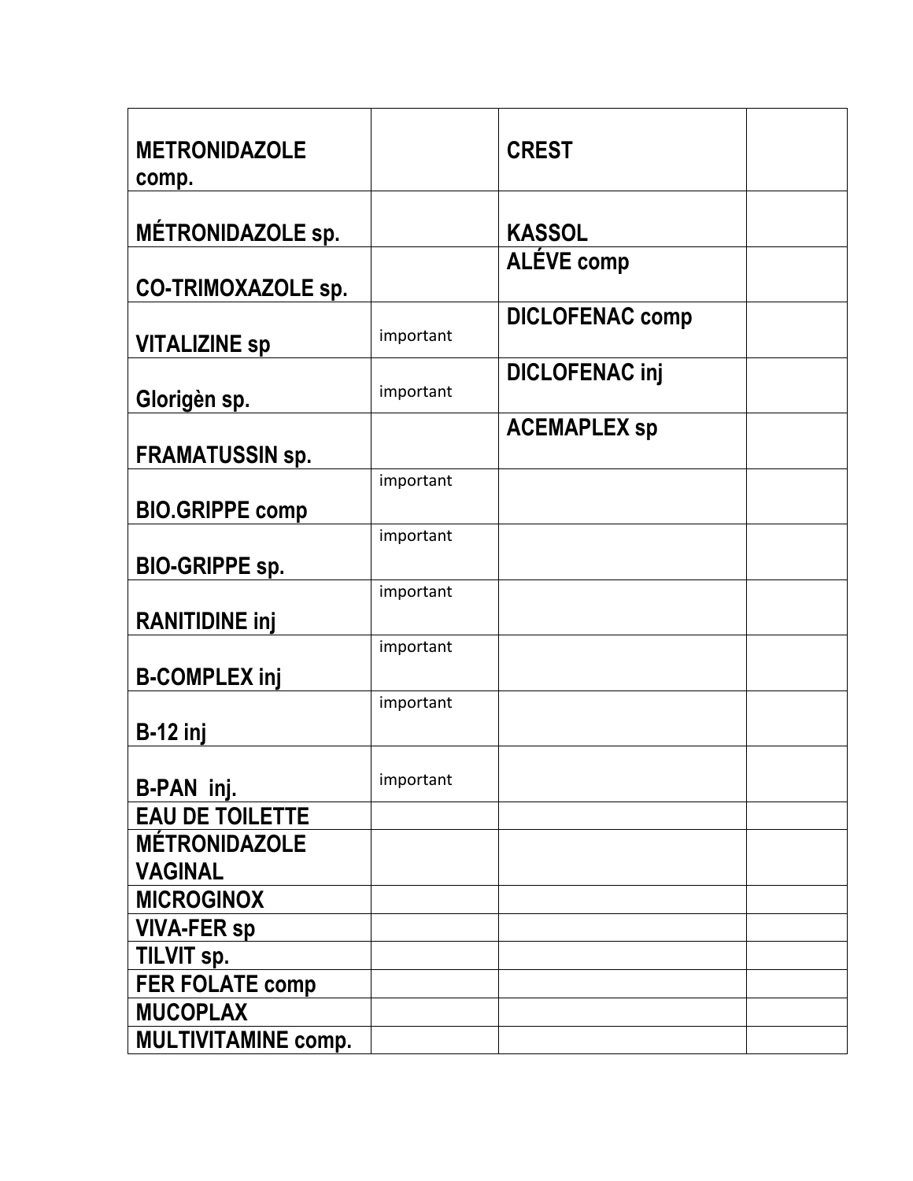| METRONIDAZOLE comp. | | CREST | |
|---|---|---|---|
| MÉTRONIDAZOLE sp. | | KASSOL | |
| CO-TRIMOXAZOLE sp. | | ALÉVE comp | |
| VITALIZINE sp | important | DICLOFENAC comp | |
| Glorigèn sp. | important | DICLOFENAC inj | |
| FRAMATUSSIN sp. | | ACEMAPLEX sp | |
| BIO.GRIPPE comp | important | | |
| BIO-GRIPPE sp. | important | | |
| RANITIDINE inj | important | | |
| B-COMPLEX inj | important | | |
| B-12 inj | important | | |
| B-PAN inj. | important | | |
| EAU DE TOILETTE | | | |
| MÉTRONIDAZOLE VAGINAL | | | |
| MICROGINOX | | | |
| VIVA-FER sp | | | |
| TILVIT sp. | | | |
| FER FOLATE comp | | | |
| MUCOPLAX | | | |
| MULTIVITAMINE comp. | | | |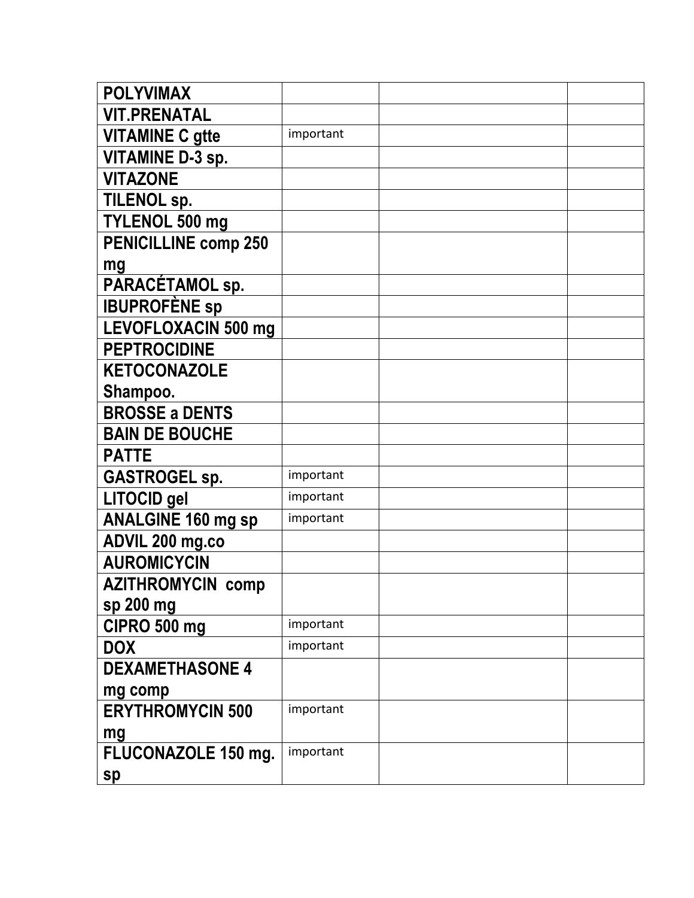| | | | |
|---|---|---|---|
| **POLYVIMAX** | | | |
| **VIT.PRENATAL** | | | |
| **VITAMINE C gtte** | important | | |
| **VITAMINE D-3 sp.** | | | |
| **VITAZONE** | | | |
| **TILENOL sp.** | | | |
| **TYLENOL 500 mg** | | | |
| **PENICILLINE comp 250 mg** | | | |
| **PARACÉTAMOL sp.** | | | |
| **IBUPROFÈNE sp** | | | |
| **LEVOFLOXACIN 500 mg** | | | |
| **PEPTROCIDINE** | | | |
| **KETOCONAZOLE Shampoo.** | | | |
| **BROSSE a DENTS** | | | |
| **BAIN DE BOUCHE** | | | |
| **PATTE** | | | |
| **GASTROGEL sp.** | important | | |
| **LITOCID gel** | important | | |
| **ANALGINE 160 mg sp** | important | | |
| **ADVIL 200 mg.co** | | | |
| **AUROMICYCIN** | | | |
| **AZITHROMYCIN comp sp 200 mg** | | | |
| **CIPRO 500 mg** | important | | |
| **DOX** | important | | |
| **DEXAMETHASONE 4 mg comp** | | | |
| **ERYTHROMYCIN 500 mg** | important | | |
| **FLUCONAZOLE 150 mg. sp** | important | | |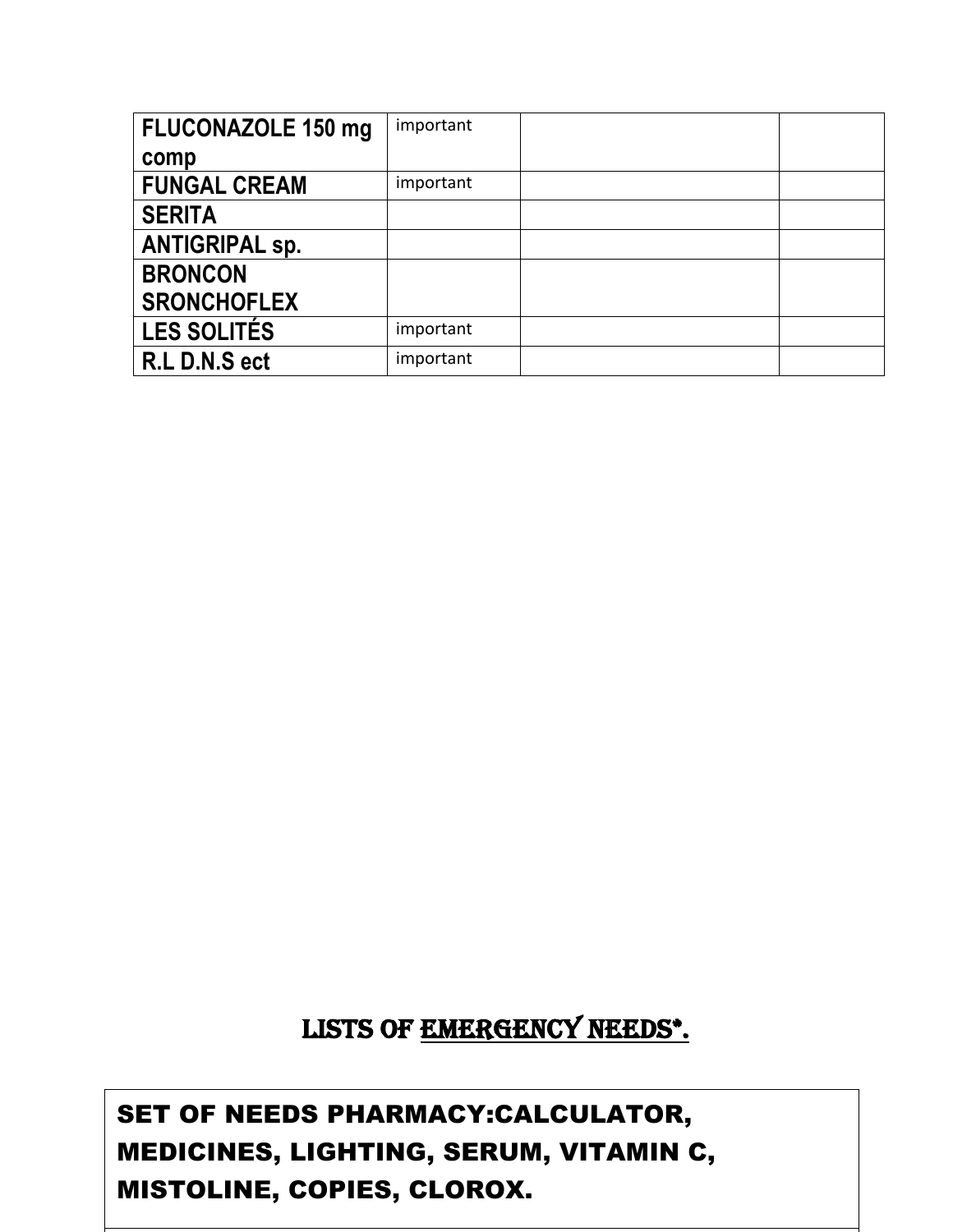| | | | |
|---|---|---|---|
| **FLUCONAZOLE 150 mg comp** | important | | |
| **FUNGAL CREAM** | important | | |
| **SERITA** | | | |
| **ANTIGRIPAL sp.** | | | |
| **BRONCON SRONCHOFLEX** | | | |
| **LES SOLITÉS** | important | | |
| **R.L D.N.S ect** | important | | |

## LISTS OF <u>EMERGENCY NEEDS*.</u>

| **SET OF NEEDS PHARMACY:CALCULATOR, MEDICINES, LIGHTING, SERUM, VITAMIN C, MISTOLINE, COPIES, CLOROX.** |
|---|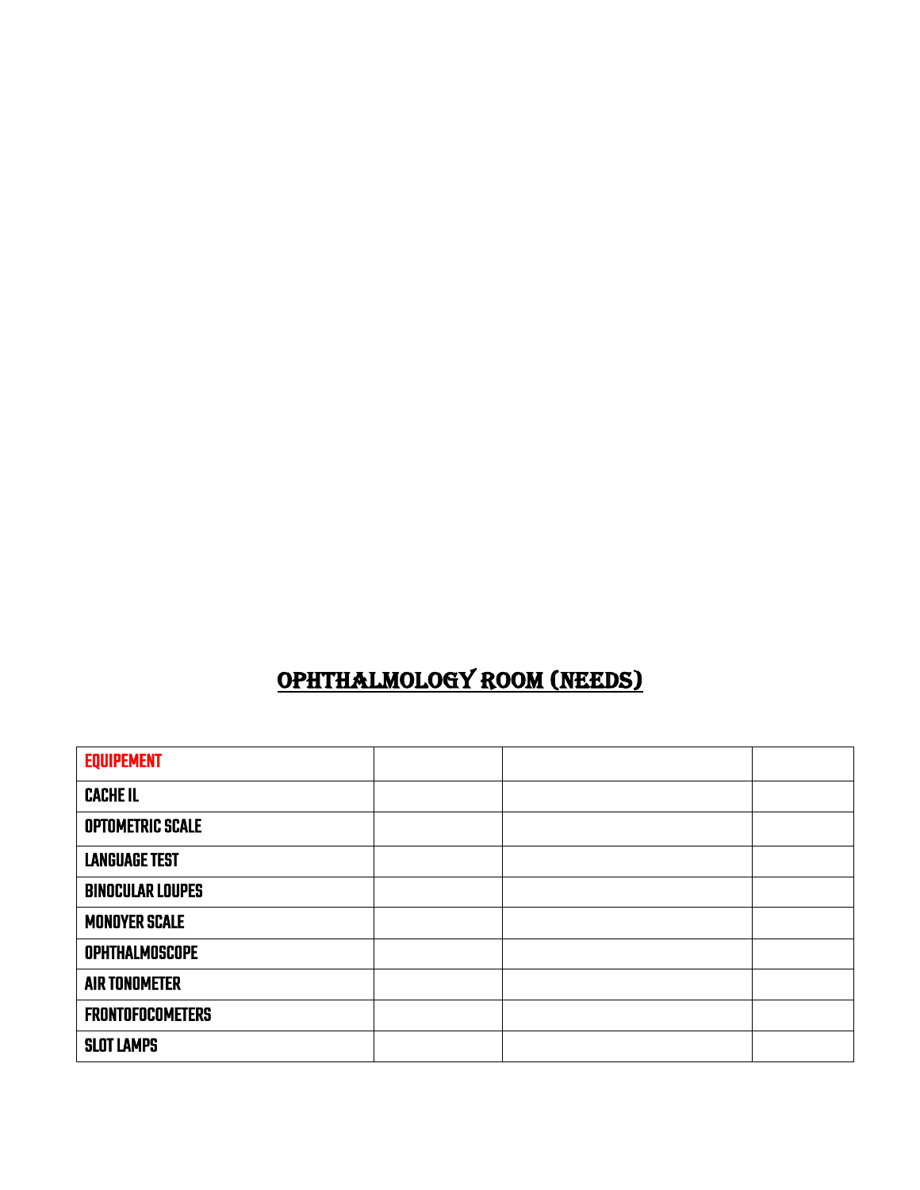## OPHTHALMOLOGY ROOM (NEEDS)

| EQUIPEMENT | | | |
|---|---|---|---|
| CACHE IL | | | |
| OPTOMETRIC SCALE | | | |
| LANGUAGE TEST | | | |
| BINOCULAR LOUPES | | | |
| MONOYER SCALE | | | |
| OPHTHALMOSCOPE | | | |
| AIR TONOMETER | | | |
| FRONTOFOCOMETERS | | | |
| SLOT LAMPS | | | |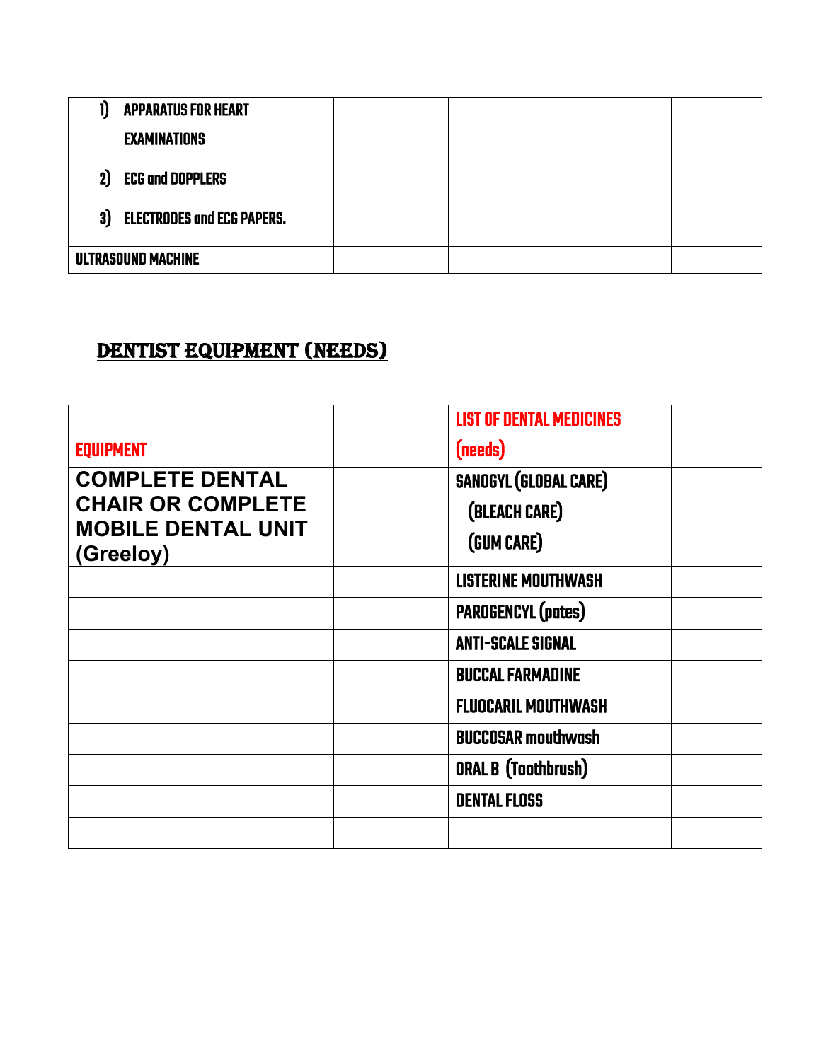| 1) APPARATUS FOR HEART EXAMINATIONS<br>2) ECG and DOPPLERS<br>3) ELECTRODES and ECG PAPERS. | | | |
|---|---|---|---|
| ULTRASOUND MACHINE | | | |

## DENTIST EQUIPMENT (NEEDS)

| EQUIPMENT | | LIST OF DENTAL MEDICINES (needs) | |
|---|---|---|---|
| **COMPLETE DENTAL CHAIR OR COMPLETE MOBILE DENTAL UNIT (Greeloy)** | | SANOGYL (GLOBAL CARE)<br>(BLEACH CARE)<br>(GUM CARE) | |
| | | LISTERINE MOUTHWASH | |
| | | PAROGENCYL (pates) | |
| | | ANTI-SCALE SIGNAL | |
| | | BUCCAL FARMADINE | |
| | | FLUOCARIL MOUTHWASH | |
| | | BUCCOSAR mouthwash | |
| | | ORAL B (Toothbrush) | |
| | | DENTAL FLOSS | |
| | | | |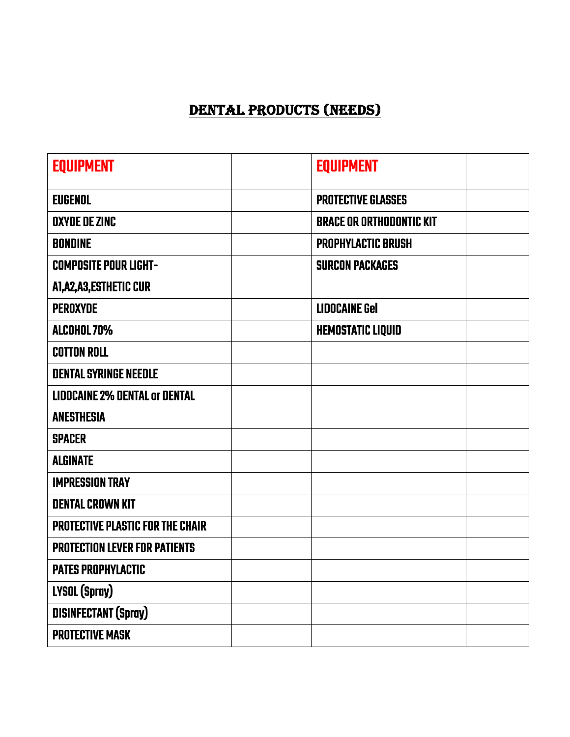# DENTAL PRODUCTS (NEEDS)

| EQUIPMENT | | EQUIPMENT | |
|---|---|---|---|
| EUGENOL | | PROTECTIVE GLASSES | |
| OXYDE DE ZINC | | BRACE OR ORTHODONTIC KIT | |
| BONDINE | | PROPHYLACTIC BRUSH | |
| COMPOSITE POUR LIGHT- A1,A2,A3,ESTHETIC CUR | | SURCON PACKAGES | |
| PEROXYDE | | LIDOCAINE Gel | |
| ALCOHOL 70% | | HEMOSTATIC LIQUID | |
| COTTON ROLL | | | |
| DENTAL SYRINGE NEEDLE | | | |
| LIDOCAINE 2% DENTAL or DENTAL ANESTHESIA | | | |
| SPACER | | | |
| ALGINATE | | | |
| IMPRESSION TRAY | | | |
| DENTAL CROWN KIT | | | |
| PROTECTIVE PLASTIC FOR THE CHAIR | | | |
| PROTECTION LEVER FOR PATIENTS | | | |
| PATES PROPHYLACTIC | | | |
| LYSOL (Spray) | | | |
| DISINFECTANT (Spray) | | | |
| PROTECTIVE MASK | | | |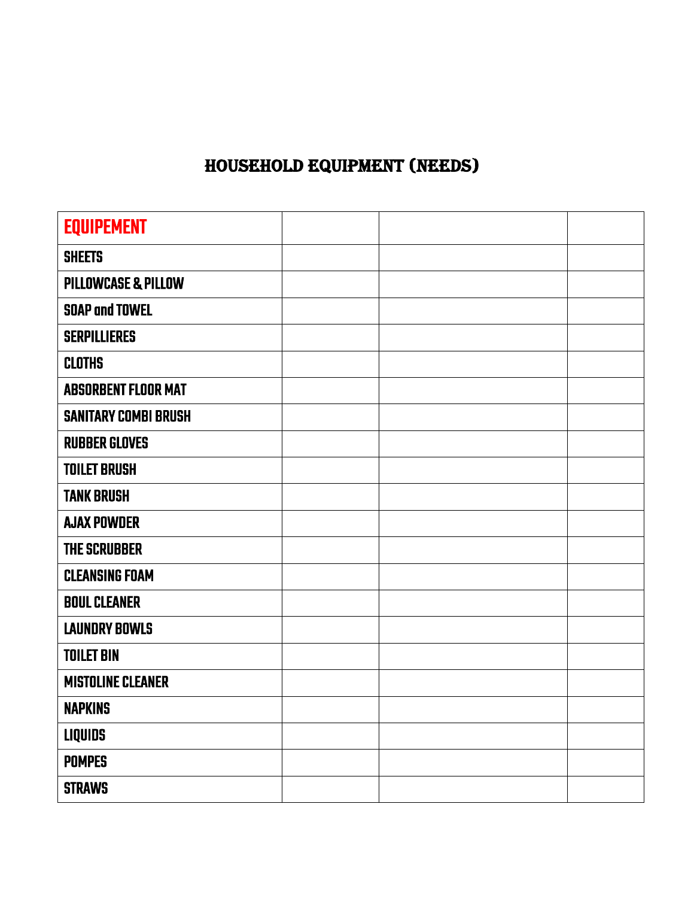# HOUSEHOLD EQUIPMENT (NEEDS)

| EQUIPEMENT | | | |
|---|---|---|---|
| SHEETS | | | |
| PILLOWCASE & PILLOW | | | |
| SOAP and TOWEL | | | |
| SERPILLIERES | | | |
| CLOTHS | | | |
| ABSORBENT FLOOR MAT | | | |
| SANITARY COMBI BRUSH | | | |
| RUBBER GLOVES | | | |
| TOILET BRUSH | | | |
| TANK BRUSH | | | |
| AJAX POWDER | | | |
| THE SCRUBBER | | | |
| CLEANSING FOAM | | | |
| BOUL CLEANER | | | |
| LAUNDRY BOWLS | | | |
| TOILET BIN | | | |
| MISTOLINE CLEANER | | | |
| NAPKINS | | | |
| LIQUIDS | | | |
| POMPES | | | |
| STRAWS | | | |